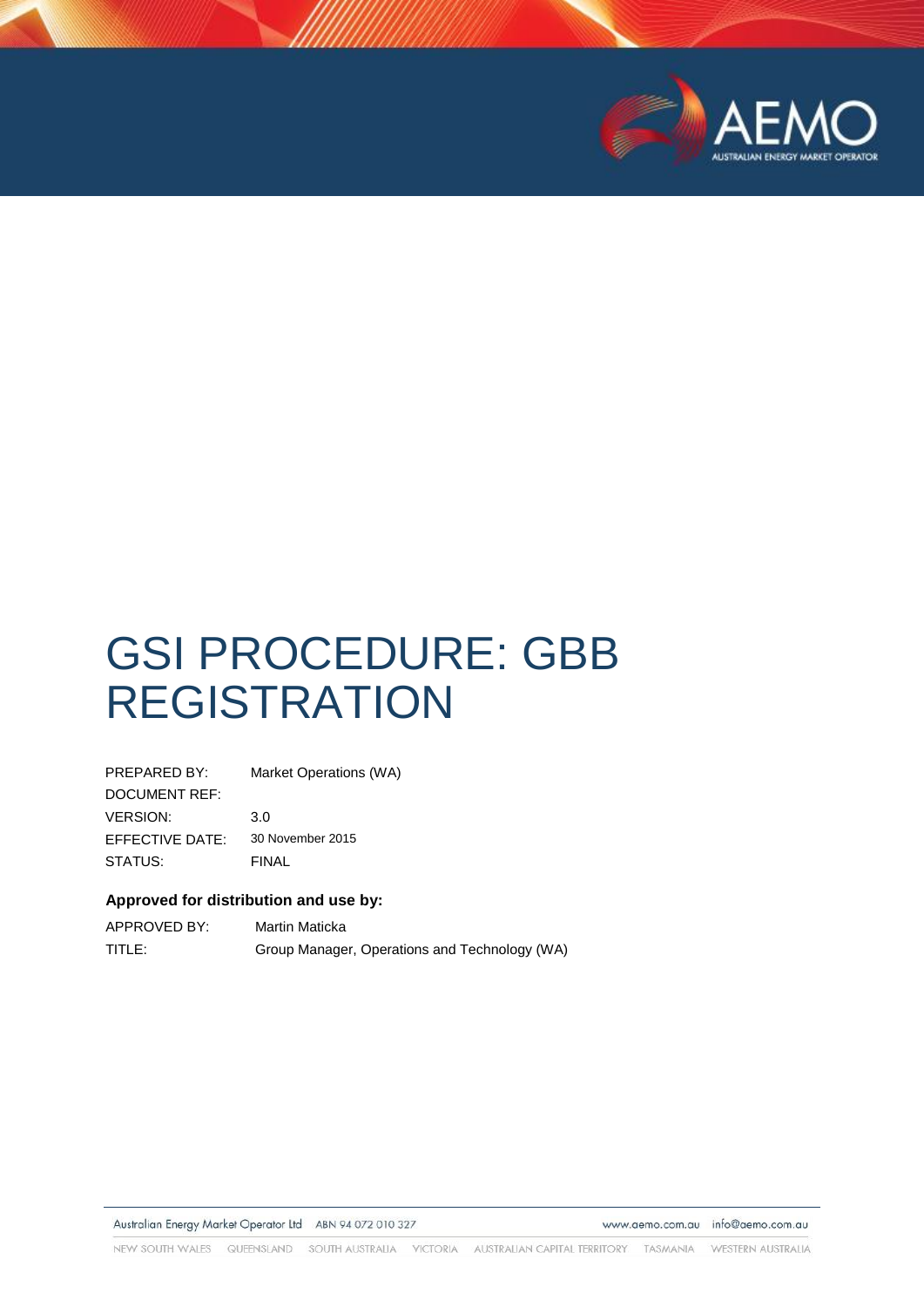# GSI PROCEDURE: GBB REGISTRATION

| | |
|---|---|
| PREPARED BY: | Market Operations (WA) |
| DOCUMENT REF: | |
| VERSION: | 3.0 |
| EFFECTIVE DATE: | 30 November 2015 |
| STATUS: | FINAL |

**Approved for distribution and use by:**

| | |
|---|---|
| APPROVED BY: | Martin Maticka |
| TITLE: | Group Manager, Operations and Technology (WA) |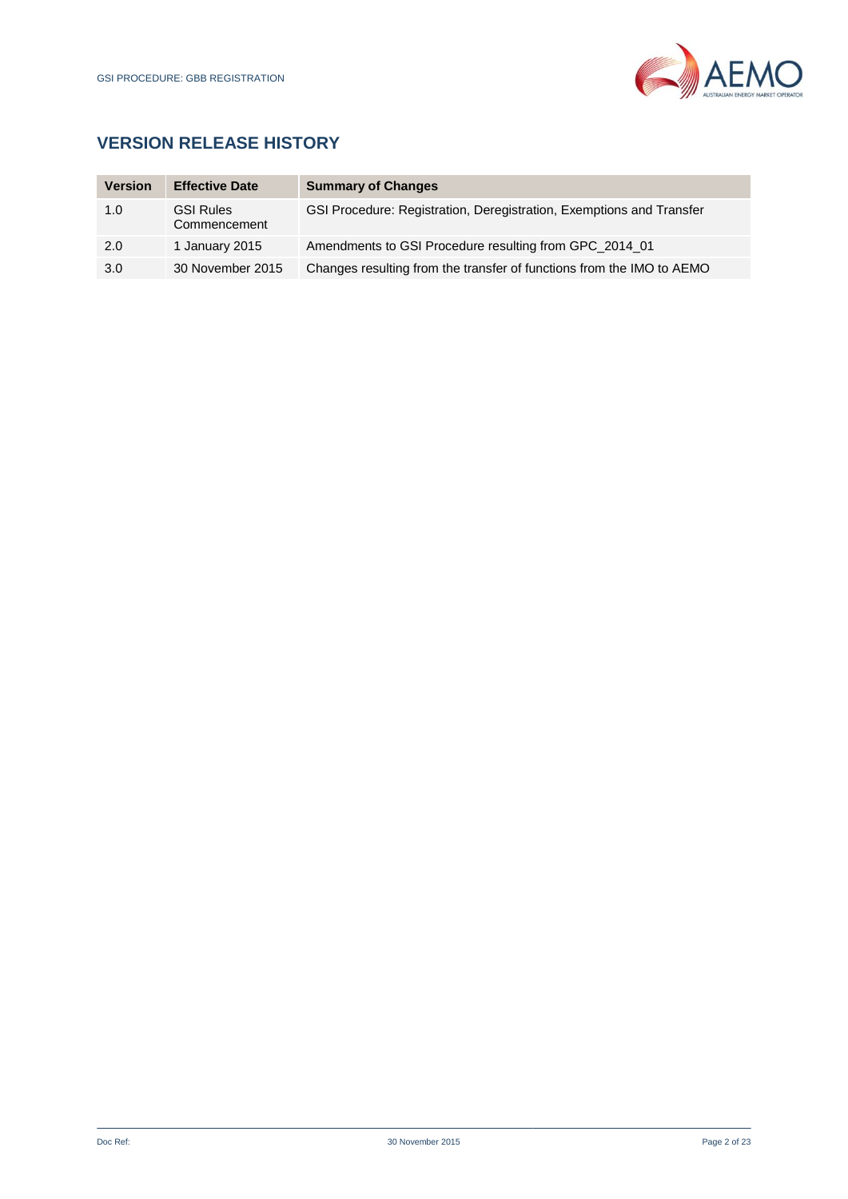## VERSION RELEASE HISTORY

| Version | Effective Date | Summary of Changes |
|---|---|---|
| 1.0 | GSI Rules Commencement | GSI Procedure: Registration, Deregistration, Exemptions and Transfer |
| 2.0 | 1 January 2015 | Amendments to GSI Procedure resulting from GPC_2014_01 |
| 3.0 | 30 November 2015 | Changes resulting from the transfer of functions from the IMO to AEMO |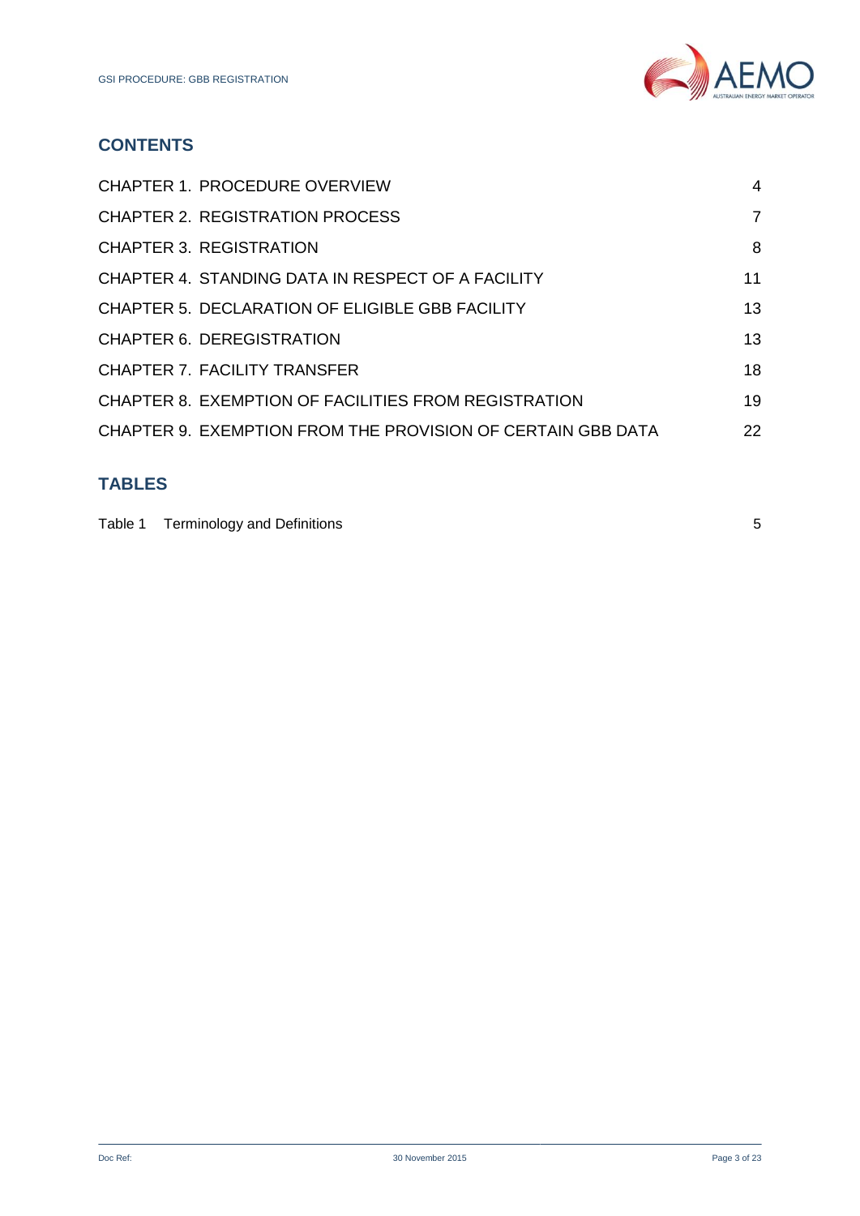## CONTENTS

| | |
|---|---|
| CHAPTER 1. PROCEDURE OVERVIEW | 4 |
| CHAPTER 2. REGISTRATION PROCESS | 7 |
| CHAPTER 3. REGISTRATION | 8 |
| CHAPTER 4. STANDING DATA IN RESPECT OF A FACILITY | 11 |
| CHAPTER 5. DECLARATION OF ELIGIBLE GBB FACILITY | 13 |
| CHAPTER 6. DEREGISTRATION | 13 |
| CHAPTER 7. FACILITY TRANSFER | 18 |
| CHAPTER 8. EXEMPTION OF FACILITIES FROM REGISTRATION | 19 |
| CHAPTER 9. EXEMPTION FROM THE PROVISION OF CERTAIN GBB DATA | 22 |

## TABLES

| | |
|---|---|
| Table 1 Terminology and Definitions | 5 |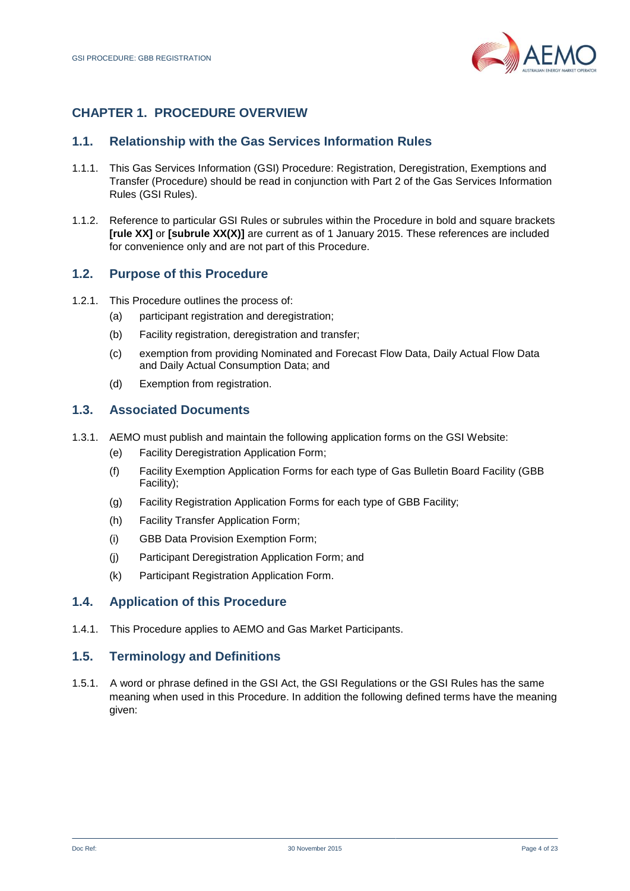# CHAPTER 1. PROCEDURE OVERVIEW

## 1.1. Relationship with the Gas Services Information Rules

1.1.1. This Gas Services Information (GSI) Procedure: Registration, Deregistration, Exemptions and Transfer (Procedure) should be read in conjunction with Part 2 of the Gas Services Information Rules (GSI Rules).

1.1.2. Reference to particular GSI Rules or subrules within the Procedure in bold and square brackets **[rule XX]** or **[subrule XX(X)]** are current as of 1 January 2015. These references are included for convenience only and are not part of this Procedure.

## 1.2. Purpose of this Procedure

1.2.1. This Procedure outlines the process of:

- (a) participant registration and deregistration;
- (b) Facility registration, deregistration and transfer;
- (c) exemption from providing Nominated and Forecast Flow Data, Daily Actual Flow Data and Daily Actual Consumption Data; and
- (d) Exemption from registration.

## 1.3. Associated Documents

1.3.1. AEMO must publish and maintain the following application forms on the GSI Website:

- (e) Facility Deregistration Application Form;
- (f) Facility Exemption Application Forms for each type of Gas Bulletin Board Facility (GBB Facility);
- (g) Facility Registration Application Forms for each type of GBB Facility;
- (h) Facility Transfer Application Form;
- (i) GBB Data Provision Exemption Form;
- (j) Participant Deregistration Application Form; and
- (k) Participant Registration Application Form.

## 1.4. Application of this Procedure

1.4.1. This Procedure applies to AEMO and Gas Market Participants.

## 1.5. Terminology and Definitions

1.5.1. A word or phrase defined in the GSI Act, the GSI Regulations or the GSI Rules has the same meaning when used in this Procedure. In addition the following defined terms have the meaning given: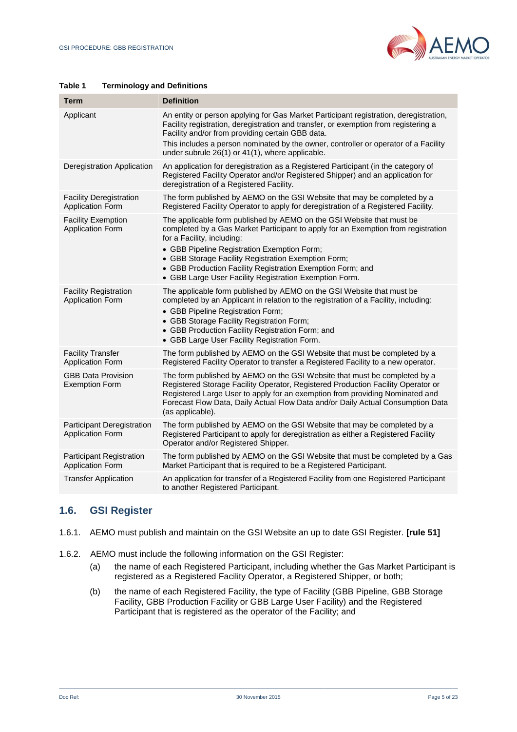**Table 1 Terminology and Definitions**

| Term | Definition |
| --- | --- |
| Applicant | An entity or person applying for Gas Market Participant registration, deregistration, Facility registration, deregistration and transfer, or exemption from registering a Facility and/or from providing certain GBB data.<br>This includes a person nominated by the owner, controller or operator of a Facility under subrule 26(1) or 41(1), where applicable. |
| Deregistration Application | An application for deregistration as a Registered Participant (in the category of Registered Facility Operator and/or Registered Shipper) and an application for deregistration of a Registered Facility. |
| Facility Deregistration Application Form | The form published by AEMO on the GSI Website that may be completed by a Registered Facility Operator to apply for deregistration of a Registered Facility. |
| Facility Exemption Application Form | The applicable form published by AEMO on the GSI Website that must be completed by a Gas Market Participant to apply for an Exemption from registration for a Facility, including:<br>• GBB Pipeline Registration Exemption Form;<br>• GBB Storage Facility Registration Exemption Form;<br>• GBB Production Facility Registration Exemption Form; and<br>• GBB Large User Facility Registration Exemption Form. |
| Facility Registration Application Form | The applicable form published by AEMO on the GSI Website that must be completed by an Applicant in relation to the registration of a Facility, including:<br>• GBB Pipeline Registration Form;<br>• GBB Storage Facility Registration Form;<br>• GBB Production Facility Registration Form; and<br>• GBB Large User Facility Registration Form. |
| Facility Transfer Application Form | The form published by AEMO on the GSI Website that must be completed by a Registered Facility Operator to transfer a Registered Facility to a new operator. |
| GBB Data Provision Exemption Form | The form published by AEMO on the GSI Website that must be completed by a Registered Storage Facility Operator, Registered Production Facility Operator or Registered Large User to apply for an exemption from providing Nominated and Forecast Flow Data, Daily Actual Flow Data and/or Daily Actual Consumption Data (as applicable). |
| Participant Deregistration Application Form | The form published by AEMO on the GSI Website that may be completed by a Registered Participant to apply for deregistration as either a Registered Facility Operator and/or Registered Shipper. |
| Participant Registration Application Form | The form published by AEMO on the GSI Website that must be completed by a Gas Market Participant that is required to be a Registered Participant. |
| Transfer Application | An application for transfer of a Registered Facility from one Registered Participant to another Registered Participant. |

## 1.6. GSI Register

1.6.1. AEMO must publish and maintain on the GSI Website an up to date GSI Register. **[rule 51]**

1.6.2. AEMO must include the following information on the GSI Register:

(a) the name of each Registered Participant, including whether the Gas Market Participant is registered as a Registered Facility Operator, a Registered Shipper, or both;

(b) the name of each Registered Facility, the type of Facility (GBB Pipeline, GBB Storage Facility, GBB Production Facility or GBB Large User Facility) and the Registered Participant that is registered as the operator of the Facility; and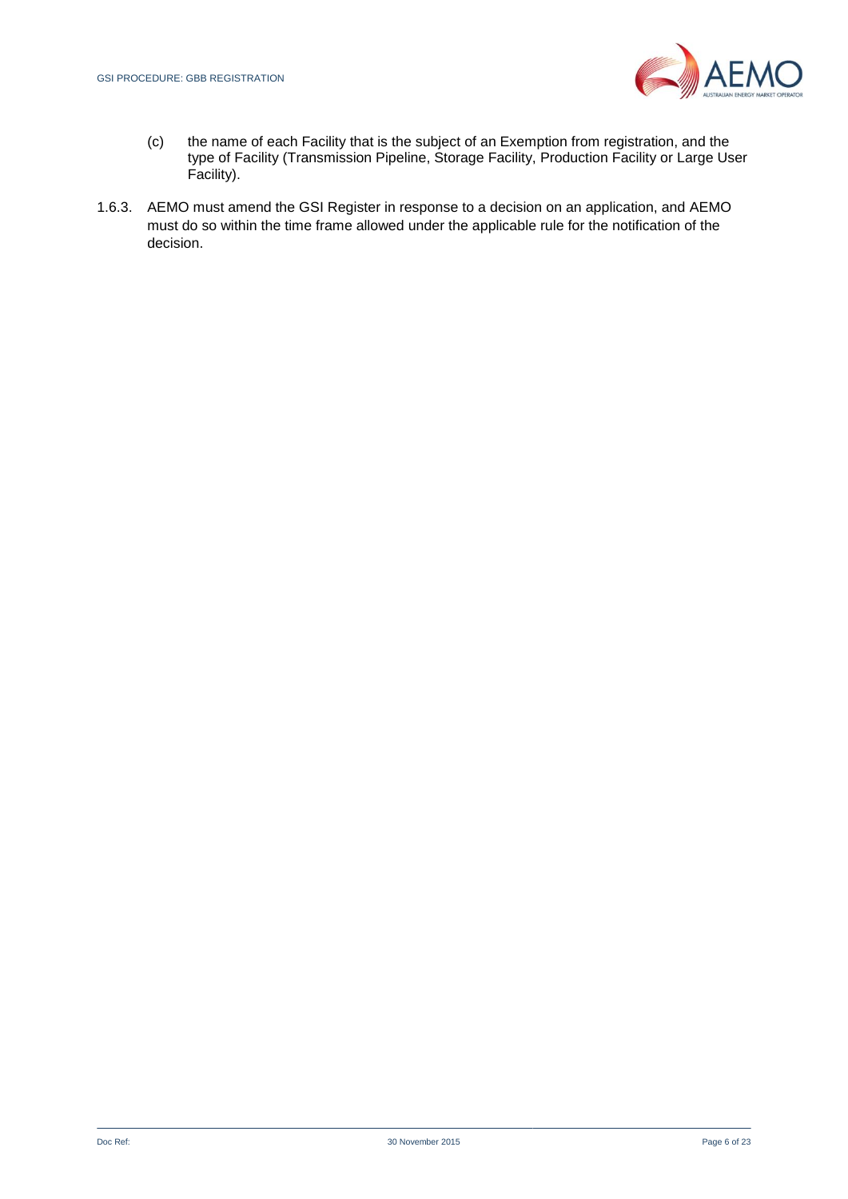(c) the name of each Facility that is the subject of an Exemption from registration, and the type of Facility (Transmission Pipeline, Storage Facility, Production Facility or Large User Facility).

1.6.3. AEMO must amend the GSI Register in response to a decision on an application, and AEMO must do so within the time frame allowed under the applicable rule for the notification of the decision.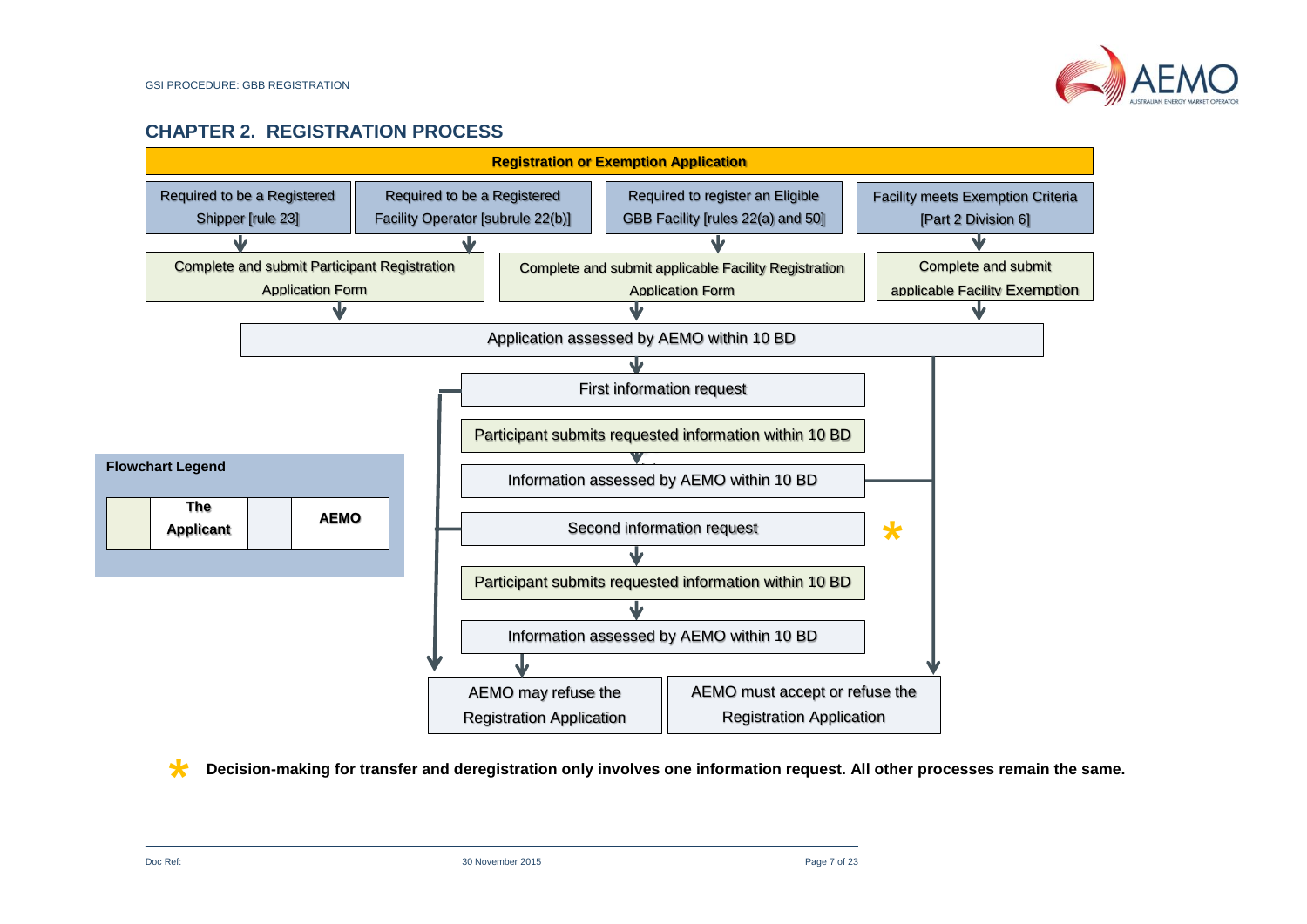## CHAPTER 2. REGISTRATION PROCESS

**Registration or Exemption Application**

| Required to be a Registered Shipper [rule 23] | Required to be a Registered Facility Operator [subrule 22(b)] | Required to register an Eligible GBB Facility [rules 22(a) and 50] | Facility meets Exemption Criteria [Part 2 Division 6] |
|---|---|---|---|

- Complete and submit Participant Registration Application Form
- Complete and submit applicable Facility Registration Application Form
- Complete and submit applicable Facility Exemption

Application assessed by AEMO within 10 BD

First information request

Participant submits requested information within 10 BD

Information assessed by AEMO within 10 BD

Second information request *

Participant submits requested information within 10 BD

Information assessed by AEMO within 10 BD

| AEMO may refuse the Registration Application | AEMO must accept or refuse the Registration Application |
|---|---|

**Flowchart Legend**

| | **The Applicant** | | **AEMO** |
|---|---|---|---|

\* **Decision-making for transfer and deregistration only involves one information request. All other processes remain the same.**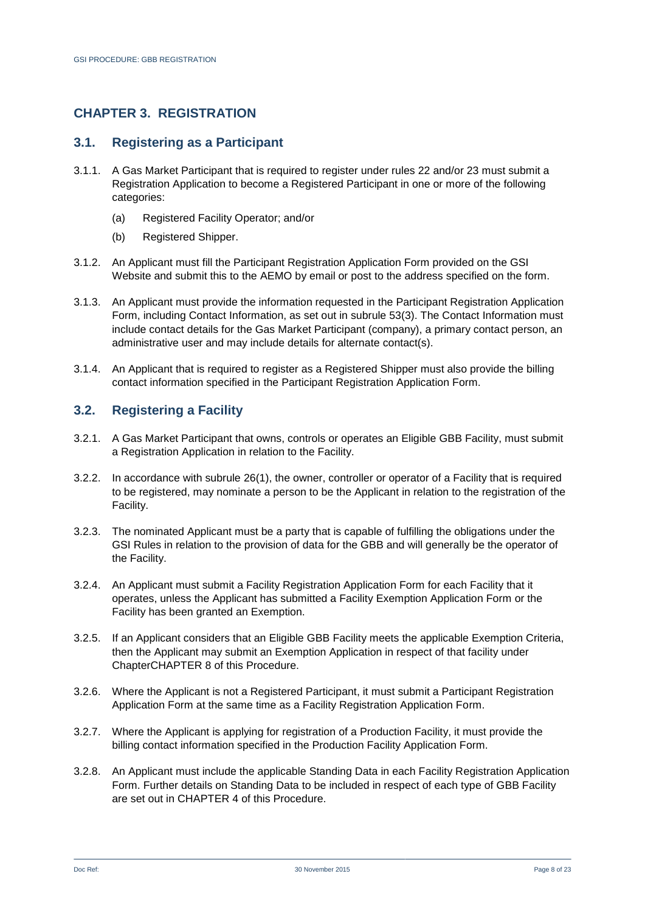## CHAPTER 3. REGISTRATION

### 3.1. Registering as a Participant

3.1.1. A Gas Market Participant that is required to register under rules 22 and/or 23 must submit a Registration Application to become a Registered Participant in one or more of the following categories:

(a) Registered Facility Operator; and/or

(b) Registered Shipper.

3.1.2. An Applicant must fill the Participant Registration Application Form provided on the GSI Website and submit this to the AEMO by email or post to the address specified on the form.

3.1.3. An Applicant must provide the information requested in the Participant Registration Application Form, including Contact Information, as set out in subrule 53(3). The Contact Information must include contact details for the Gas Market Participant (company), a primary contact person, an administrative user and may include details for alternate contact(s).

3.1.4. An Applicant that is required to register as a Registered Shipper must also provide the billing contact information specified in the Participant Registration Application Form.

### 3.2. Registering a Facility

3.2.1. A Gas Market Participant that owns, controls or operates an Eligible GBB Facility, must submit a Registration Application in relation to the Facility.

3.2.2. In accordance with subrule 26(1), the owner, controller or operator of a Facility that is required to be registered, may nominate a person to be the Applicant in relation to the registration of the Facility.

3.2.3. The nominated Applicant must be a party that is capable of fulfilling the obligations under the GSI Rules in relation to the provision of data for the GBB and will generally be the operator of the Facility.

3.2.4. An Applicant must submit a Facility Registration Application Form for each Facility that it operates, unless the Applicant has submitted a Facility Exemption Application Form or the Facility has been granted an Exemption.

3.2.5. If an Applicant considers that an Eligible GBB Facility meets the applicable Exemption Criteria, then the Applicant may submit an Exemption Application in respect of that facility under ChapterCHAPTER 8 of this Procedure.

3.2.6. Where the Applicant is not a Registered Participant, it must submit a Participant Registration Application Form at the same time as a Facility Registration Application Form.

3.2.7. Where the Applicant is applying for registration of a Production Facility, it must provide the billing contact information specified in the Production Facility Application Form.

3.2.8. An Applicant must include the applicable Standing Data in each Facility Registration Application Form. Further details on Standing Data to be included in respect of each type of GBB Facility are set out in CHAPTER 4 of this Procedure.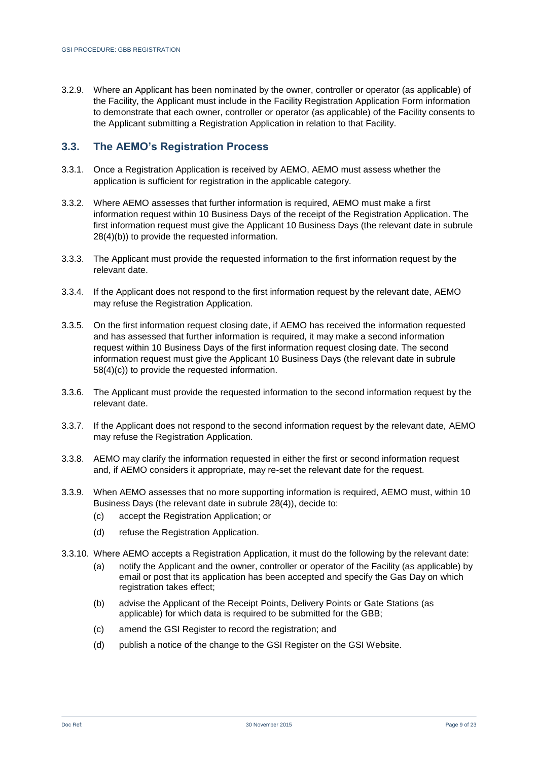3.2.9. Where an Applicant has been nominated by the owner, controller or operator (as applicable) of the Facility, the Applicant must include in the Facility Registration Application Form information to demonstrate that each owner, controller or operator (as applicable) of the Facility consents to the Applicant submitting a Registration Application in relation to that Facility.

## 3.3. The AEMO's Registration Process

3.3.1. Once a Registration Application is received by AEMO, AEMO must assess whether the application is sufficient for registration in the applicable category.

3.3.2. Where AEMO assesses that further information is required, AEMO must make a first information request within 10 Business Days of the receipt of the Registration Application. The first information request must give the Applicant 10 Business Days (the relevant date in subrule 28(4)(b)) to provide the requested information.

3.3.3. The Applicant must provide the requested information to the first information request by the relevant date.

3.3.4. If the Applicant does not respond to the first information request by the relevant date, AEMO may refuse the Registration Application.

3.3.5. On the first information request closing date, if AEMO has received the information requested and has assessed that further information is required, it may make a second information request within 10 Business Days of the first information request closing date. The second information request must give the Applicant 10 Business Days (the relevant date in subrule 58(4)(c)) to provide the requested information.

3.3.6. The Applicant must provide the requested information to the second information request by the relevant date.

3.3.7. If the Applicant does not respond to the second information request by the relevant date, AEMO may refuse the Registration Application.

3.3.8. AEMO may clarify the information requested in either the first or second information request and, if AEMO considers it appropriate, may re-set the relevant date for the request.

3.3.9. When AEMO assesses that no more supporting information is required, AEMO must, within 10 Business Days (the relevant date in subrule 28(4)), decide to:

   (c) accept the Registration Application; or

   (d) refuse the Registration Application.

3.3.10. Where AEMO accepts a Registration Application, it must do the following by the relevant date:

   (a) notify the Applicant and the owner, controller or operator of the Facility (as applicable) by email or post that its application has been accepted and specify the Gas Day on which registration takes effect;

   (b) advise the Applicant of the Receipt Points, Delivery Points or Gate Stations (as applicable) for which data is required to be submitted for the GBB;

   (c) amend the GSI Register to record the registration; and

   (d) publish a notice of the change to the GSI Register on the GSI Website.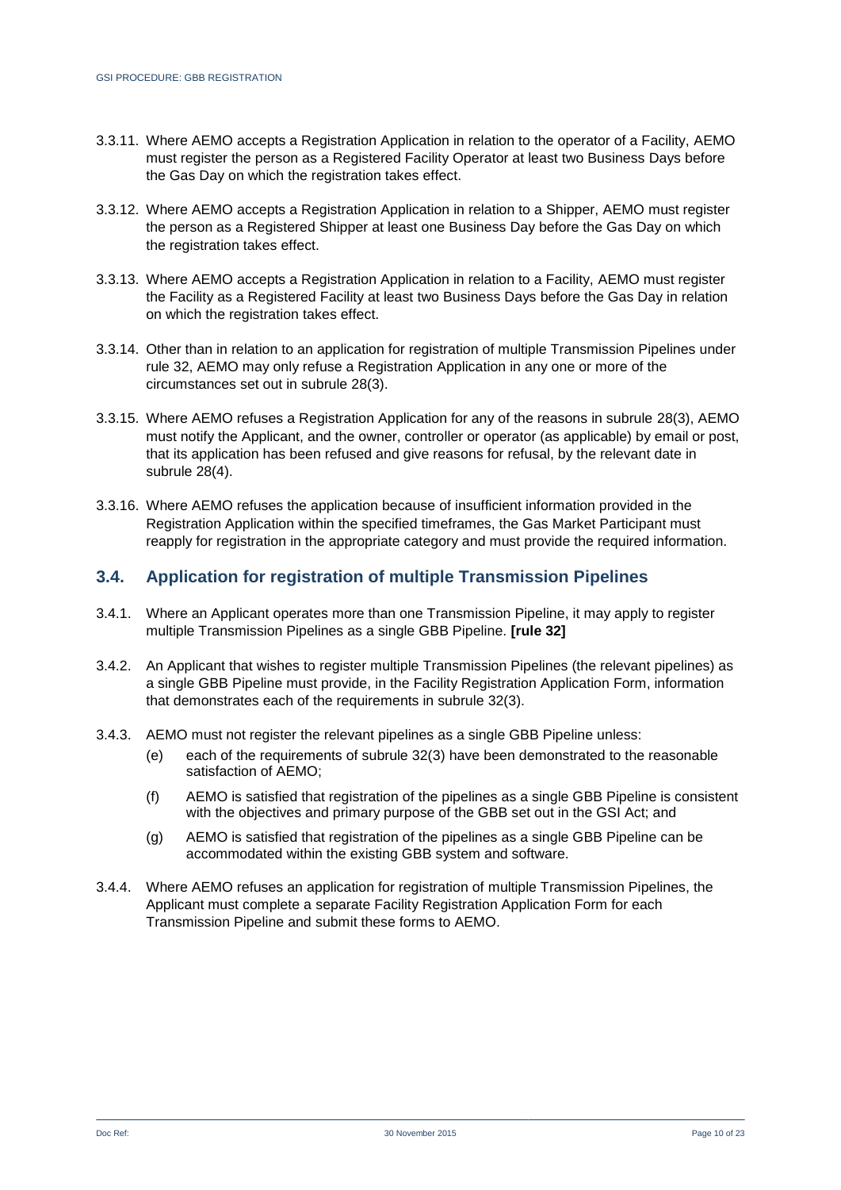3.3.11. Where AEMO accepts a Registration Application in relation to the operator of a Facility, AEMO must register the person as a Registered Facility Operator at least two Business Days before the Gas Day on which the registration takes effect.

3.3.12. Where AEMO accepts a Registration Application in relation to a Shipper, AEMO must register the person as a Registered Shipper at least one Business Day before the Gas Day on which the registration takes effect.

3.3.13. Where AEMO accepts a Registration Application in relation to a Facility, AEMO must register the Facility as a Registered Facility at least two Business Days before the Gas Day in relation on which the registration takes effect.

3.3.14. Other than in relation to an application for registration of multiple Transmission Pipelines under rule 32, AEMO may only refuse a Registration Application in any one or more of the circumstances set out in subrule 28(3).

3.3.15. Where AEMO refuses a Registration Application for any of the reasons in subrule 28(3), AEMO must notify the Applicant, and the owner, controller or operator (as applicable) by email or post, that its application has been refused and give reasons for refusal, by the relevant date in subrule 28(4).

3.3.16. Where AEMO refuses the application because of insufficient information provided in the Registration Application within the specified timeframes, the Gas Market Participant must reapply for registration in the appropriate category and must provide the required information.

## 3.4. Application for registration of multiple Transmission Pipelines

3.4.1. Where an Applicant operates more than one Transmission Pipeline, it may apply to register multiple Transmission Pipelines as a single GBB Pipeline. **[rule 32]**

3.4.2. An Applicant that wishes to register multiple Transmission Pipelines (the relevant pipelines) as a single GBB Pipeline must provide, in the Facility Registration Application Form, information that demonstrates each of the requirements in subrule 32(3).

3.4.3. AEMO must not register the relevant pipelines as a single GBB Pipeline unless:

(e) each of the requirements of subrule 32(3) have been demonstrated to the reasonable satisfaction of AEMO;

(f) AEMO is satisfied that registration of the pipelines as a single GBB Pipeline is consistent with the objectives and primary purpose of the GBB set out in the GSI Act; and

(g) AEMO is satisfied that registration of the pipelines as a single GBB Pipeline can be accommodated within the existing GBB system and software.

3.4.4. Where AEMO refuses an application for registration of multiple Transmission Pipelines, the Applicant must complete a separate Facility Registration Application Form for each Transmission Pipeline and submit these forms to AEMO.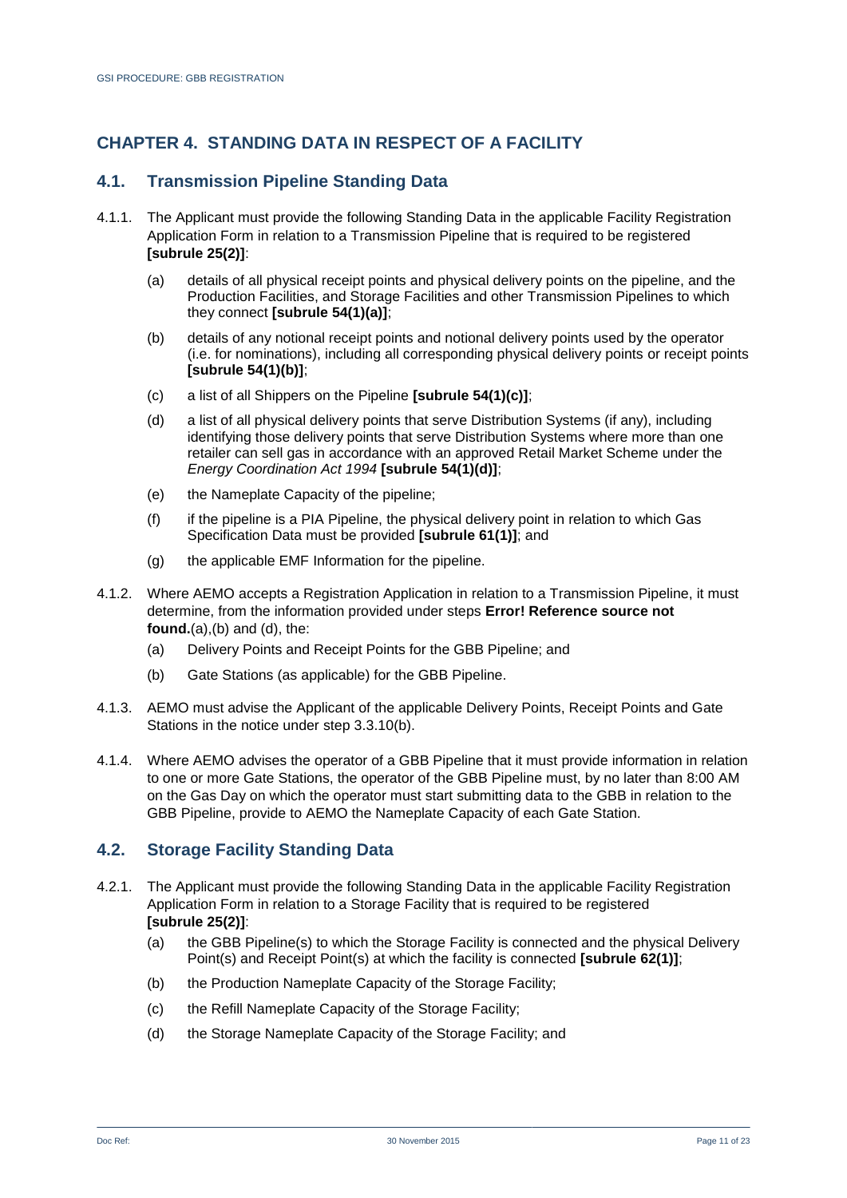# CHAPTER 4. STANDING DATA IN RESPECT OF A FACILITY

## 4.1. Transmission Pipeline Standing Data

4.1.1. The Applicant must provide the following Standing Data in the applicable Facility Registration Application Form in relation to a Transmission Pipeline that is required to be registered **[subrule 25(2)]**:

(a) details of all physical receipt points and physical delivery points on the pipeline, and the Production Facilities, and Storage Facilities and other Transmission Pipelines to which they connect **[subrule 54(1)(a)]**;

(b) details of any notional receipt points and notional delivery points used by the operator (i.e. for nominations), including all corresponding physical delivery points or receipt points **[subrule 54(1)(b)]**;

(c) a list of all Shippers on the Pipeline **[subrule 54(1)(c)]**;

(d) a list of all physical delivery points that serve Distribution Systems (if any), including identifying those delivery points that serve Distribution Systems where more than one retailer can sell gas in accordance with an approved Retail Market Scheme under the *Energy Coordination Act 1994* **[subrule 54(1)(d)]**;

(e) the Nameplate Capacity of the pipeline;

(f) if the pipeline is a PIA Pipeline, the physical delivery point in relation to which Gas Specification Data must be provided **[subrule 61(1)]**; and

(g) the applicable EMF Information for the pipeline.

4.1.2. Where AEMO accepts a Registration Application in relation to a Transmission Pipeline, it must determine, from the information provided under steps **Error! Reference source not found.**(a),(b) and (d), the:

(a) Delivery Points and Receipt Points for the GBB Pipeline; and

(b) Gate Stations (as applicable) for the GBB Pipeline.

4.1.3. AEMO must advise the Applicant of the applicable Delivery Points, Receipt Points and Gate Stations in the notice under step 3.3.10(b).

4.1.4. Where AEMO advises the operator of a GBB Pipeline that it must provide information in relation to one or more Gate Stations, the operator of the GBB Pipeline must, by no later than 8:00 AM on the Gas Day on which the operator must start submitting data to the GBB in relation to the GBB Pipeline, provide to AEMO the Nameplate Capacity of each Gate Station.

## 4.2. Storage Facility Standing Data

4.2.1. The Applicant must provide the following Standing Data in the applicable Facility Registration Application Form in relation to a Storage Facility that is required to be registered **[subrule 25(2)]**:

(a) the GBB Pipeline(s) to which the Storage Facility is connected and the physical Delivery Point(s) and Receipt Point(s) at which the facility is connected **[subrule 62(1)]**;

(b) the Production Nameplate Capacity of the Storage Facility;

(c) the Refill Nameplate Capacity of the Storage Facility;

(d) the Storage Nameplate Capacity of the Storage Facility; and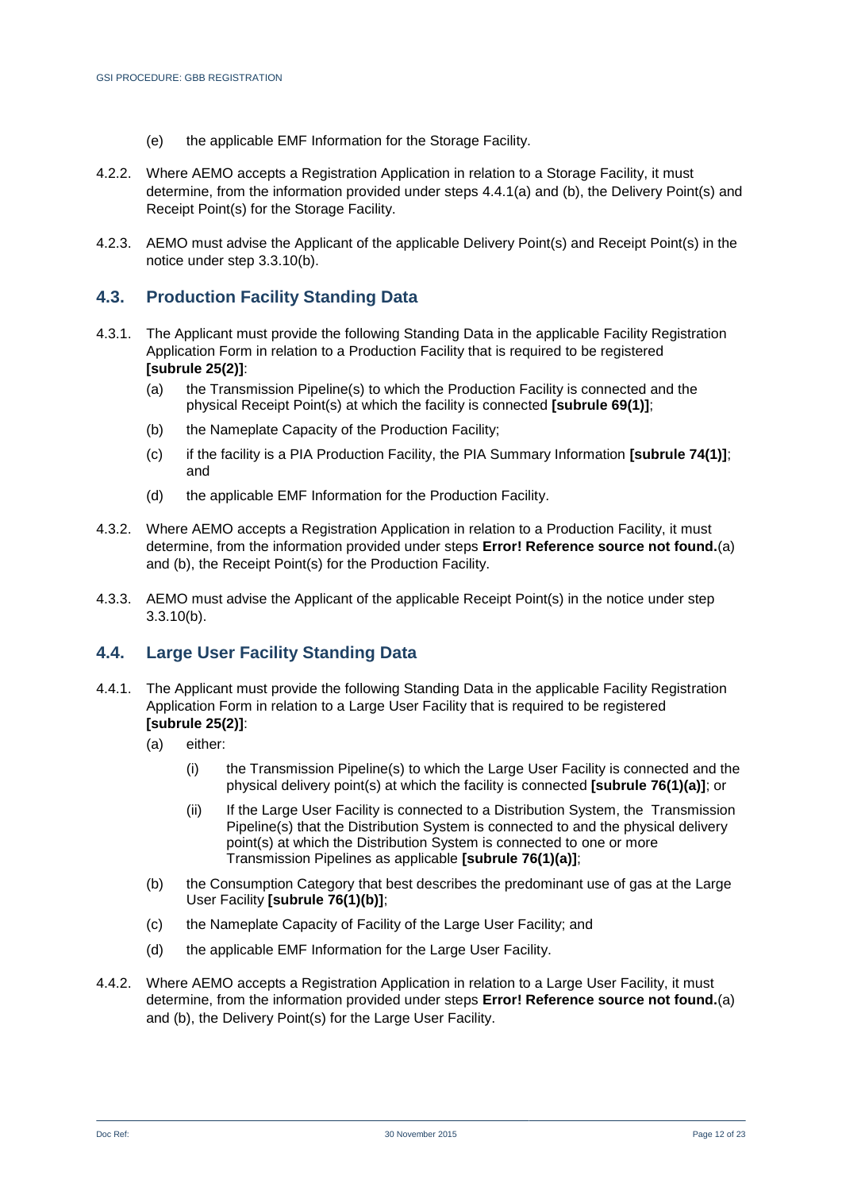(e) the applicable EMF Information for the Storage Facility.

4.2.2. Where AEMO accepts a Registration Application in relation to a Storage Facility, it must determine, from the information provided under steps 4.4.1(a) and (b), the Delivery Point(s) and Receipt Point(s) for the Storage Facility.

4.2.3. AEMO must advise the Applicant of the applicable Delivery Point(s) and Receipt Point(s) in the notice under step 3.3.10(b).

## 4.3. Production Facility Standing Data

4.3.1. The Applicant must provide the following Standing Data in the applicable Facility Registration Application Form in relation to a Production Facility that is required to be registered **[subrule 25(2)]**:

(a) the Transmission Pipeline(s) to which the Production Facility is connected and the physical Receipt Point(s) at which the facility is connected **[subrule 69(1)]**;

(b) the Nameplate Capacity of the Production Facility;

(c) if the facility is a PIA Production Facility, the PIA Summary Information **[subrule 74(1)]**; and

(d) the applicable EMF Information for the Production Facility.

4.3.2. Where AEMO accepts a Registration Application in relation to a Production Facility, it must determine, from the information provided under steps **Error! Reference source not found.**(a) and (b), the Receipt Point(s) for the Production Facility.

4.3.3. AEMO must advise the Applicant of the applicable Receipt Point(s) in the notice under step 3.3.10(b).

## 4.4. Large User Facility Standing Data

4.4.1. The Applicant must provide the following Standing Data in the applicable Facility Registration Application Form in relation to a Large User Facility that is required to be registered **[subrule 25(2)]**:

(a) either:

(i) the Transmission Pipeline(s) to which the Large User Facility is connected and the physical delivery point(s) at which the facility is connected **[subrule 76(1)(a)]**; or

(ii) If the Large User Facility is connected to a Distribution System, the Transmission Pipeline(s) that the Distribution System is connected to and the physical delivery point(s) at which the Distribution System is connected to one or more Transmission Pipelines as applicable **[subrule 76(1)(a)]**;

(b) the Consumption Category that best describes the predominant use of gas at the Large User Facility **[subrule 76(1)(b)]**;

(c) the Nameplate Capacity of Facility of the Large User Facility; and

(d) the applicable EMF Information for the Large User Facility.

4.4.2. Where AEMO accepts a Registration Application in relation to a Large User Facility, it must determine, from the information provided under steps **Error! Reference source not found.**(a) and (b), the Delivery Point(s) for the Large User Facility.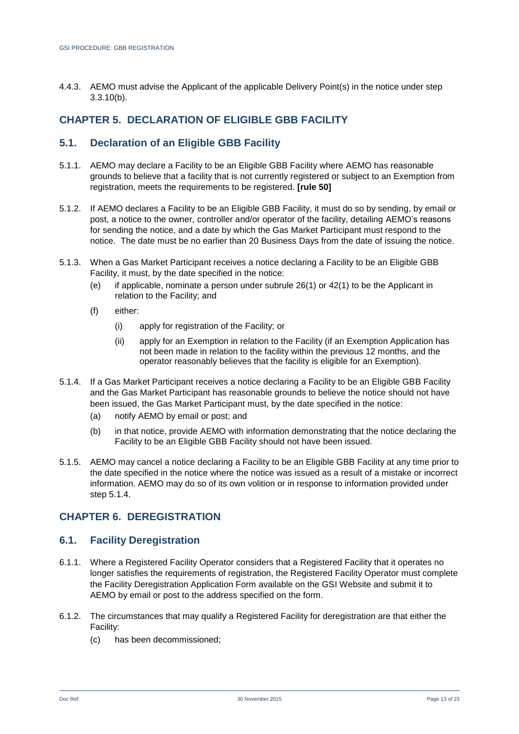4.4.3. AEMO must advise the Applicant of the applicable Delivery Point(s) in the notice under step 3.3.10(b).

# CHAPTER 5. DECLARATION OF ELIGIBLE GBB FACILITY

## 5.1. Declaration of an Eligible GBB Facility

5.1.1. AEMO may declare a Facility to be an Eligible GBB Facility where AEMO has reasonable grounds to believe that a facility that is not currently registered or subject to an Exemption from registration, meets the requirements to be registered. **[rule 50]**

5.1.2. If AEMO declares a Facility to be an Eligible GBB Facility, it must do so by sending, by email or post, a notice to the owner, controller and/or operator of the facility, detailing AEMO's reasons for sending the notice, and a date by which the Gas Market Participant must respond to the notice. The date must be no earlier than 20 Business Days from the date of issuing the notice.

5.1.3. When a Gas Market Participant receives a notice declaring a Facility to be an Eligible GBB Facility, it must, by the date specified in the notice:

- (e) if applicable, nominate a person under subrule 26(1) or 42(1) to be the Applicant in relation to the Facility; and
- (f) either:
  - (i) apply for registration of the Facility; or
  - (ii) apply for an Exemption in relation to the Facility (if an Exemption Application has not been made in relation to the facility within the previous 12 months, and the operator reasonably believes that the facility is eligible for an Exemption).

5.1.4. If a Gas Market Participant receives a notice declaring a Facility to be an Eligible GBB Facility and the Gas Market Participant has reasonable grounds to believe the notice should not have been issued, the Gas Market Participant must, by the date specified in the notice:

- (a) notify AEMO by email or post; and
- (b) in that notice, provide AEMO with information demonstrating that the notice declaring the Facility to be an Eligible GBB Facility should not have been issued.

5.1.5. AEMO may cancel a notice declaring a Facility to be an Eligible GBB Facility at any time prior to the date specified in the notice where the notice was issued as a result of a mistake or incorrect information. AEMO may do so of its own volition or in response to information provided under step 5.1.4.

# CHAPTER 6. DEREGISTRATION

## 6.1. Facility Deregistration

6.1.1. Where a Registered Facility Operator considers that a Registered Facility that it operates no longer satisfies the requirements of registration, the Registered Facility Operator must complete the Facility Deregistration Application Form available on the GSI Website and submit it to AEMO by email or post to the address specified on the form.

6.1.2. The circumstances that may qualify a Registered Facility for deregistration are that either the Facility:

- (c) has been decommissioned;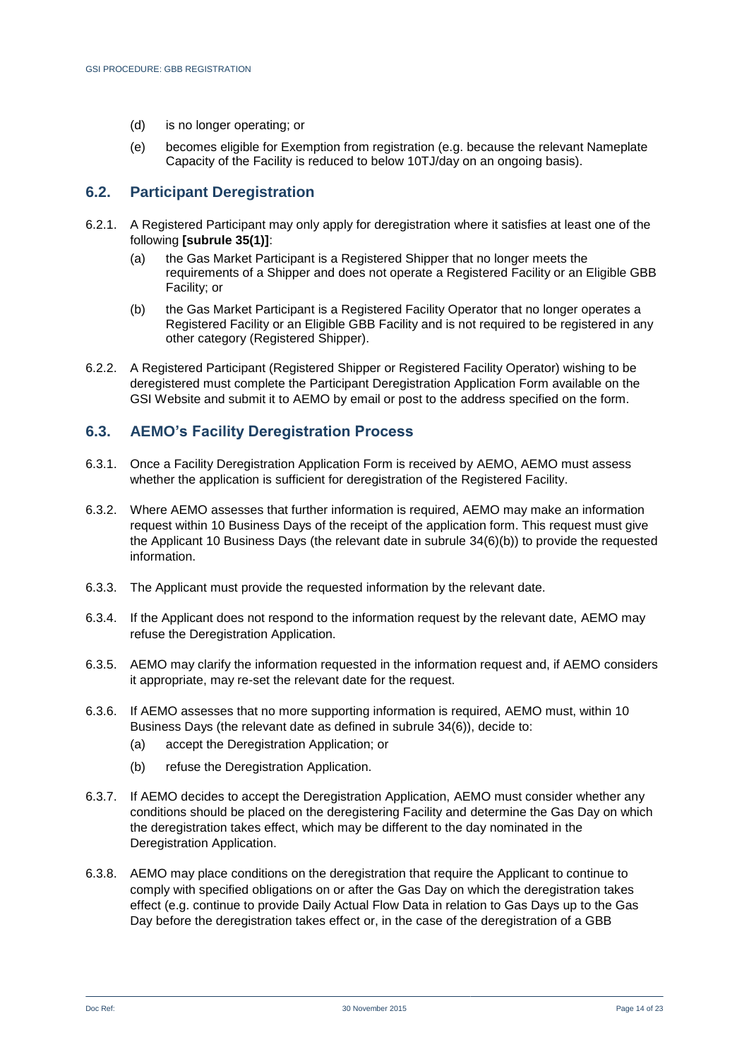(d) is no longer operating; or

(e) becomes eligible for Exemption from registration (e.g. because the relevant Nameplate Capacity of the Facility is reduced to below 10TJ/day on an ongoing basis).

## 6.2. Participant Deregistration

6.2.1. A Registered Participant may only apply for deregistration where it satisfies at least one of the following **[subrule 35(1)]**:

(a) the Gas Market Participant is a Registered Shipper that no longer meets the requirements of a Shipper and does not operate a Registered Facility or an Eligible GBB Facility; or

(b) the Gas Market Participant is a Registered Facility Operator that no longer operates a Registered Facility or an Eligible GBB Facility and is not required to be registered in any other category (Registered Shipper).

6.2.2. A Registered Participant (Registered Shipper or Registered Facility Operator) wishing to be deregistered must complete the Participant Deregistration Application Form available on the GSI Website and submit it to AEMO by email or post to the address specified on the form.

## 6.3. AEMO's Facility Deregistration Process

6.3.1. Once a Facility Deregistration Application Form is received by AEMO, AEMO must assess whether the application is sufficient for deregistration of the Registered Facility.

6.3.2. Where AEMO assesses that further information is required, AEMO may make an information request within 10 Business Days of the receipt of the application form. This request must give the Applicant 10 Business Days (the relevant date in subrule 34(6)(b)) to provide the requested information.

6.3.3. The Applicant must provide the requested information by the relevant date.

6.3.4. If the Applicant does not respond to the information request by the relevant date, AEMO may refuse the Deregistration Application.

6.3.5. AEMO may clarify the information requested in the information request and, if AEMO considers it appropriate, may re-set the relevant date for the request.

6.3.6. If AEMO assesses that no more supporting information is required, AEMO must, within 10 Business Days (the relevant date as defined in subrule 34(6)), decide to:

(a) accept the Deregistration Application; or

(b) refuse the Deregistration Application.

6.3.7. If AEMO decides to accept the Deregistration Application, AEMO must consider whether any conditions should be placed on the deregistering Facility and determine the Gas Day on which the deregistration takes effect, which may be different to the day nominated in the Deregistration Application.

6.3.8. AEMO may place conditions on the deregistration that require the Applicant to continue to comply with specified obligations on or after the Gas Day on which the deregistration takes effect (e.g. continue to provide Daily Actual Flow Data in relation to Gas Days up to the Gas Day before the deregistration takes effect or, in the case of the deregistration of a GBB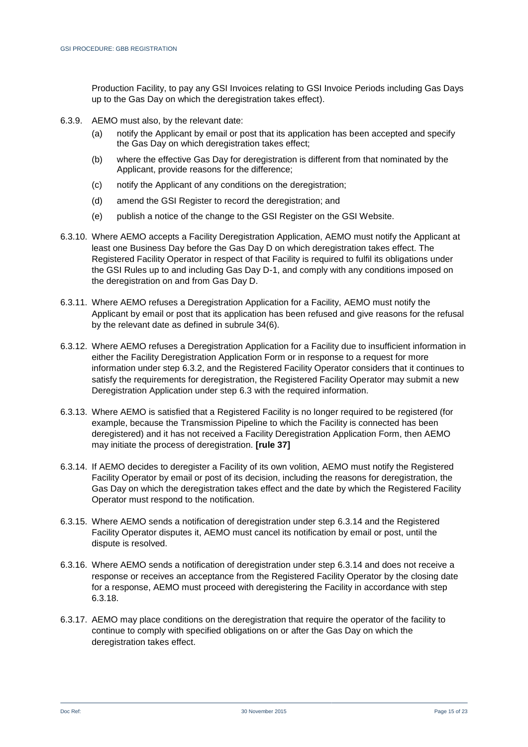Production Facility, to pay any GSI Invoices relating to GSI Invoice Periods including Gas Days up to the Gas Day on which the deregistration takes effect).

6.3.9. AEMO must also, by the relevant date:

(a) notify the Applicant by email or post that its application has been accepted and specify the Gas Day on which deregistration takes effect;

(b) where the effective Gas Day for deregistration is different from that nominated by the Applicant, provide reasons for the difference;

(c) notify the Applicant of any conditions on the deregistration;

(d) amend the GSI Register to record the deregistration; and

(e) publish a notice of the change to the GSI Register on the GSI Website.

6.3.10. Where AEMO accepts a Facility Deregistration Application, AEMO must notify the Applicant at least one Business Day before the Gas Day D on which deregistration takes effect. The Registered Facility Operator in respect of that Facility is required to fulfil its obligations under the GSI Rules up to and including Gas Day D-1, and comply with any conditions imposed on the deregistration on and from Gas Day D.

6.3.11. Where AEMO refuses a Deregistration Application for a Facility, AEMO must notify the Applicant by email or post that its application has been refused and give reasons for the refusal by the relevant date as defined in subrule 34(6).

6.3.12. Where AEMO refuses a Deregistration Application for a Facility due to insufficient information in either the Facility Deregistration Application Form or in response to a request for more information under step 6.3.2, and the Registered Facility Operator considers that it continues to satisfy the requirements for deregistration, the Registered Facility Operator may submit a new Deregistration Application under step 6.3 with the required information.

6.3.13. Where AEMO is satisfied that a Registered Facility is no longer required to be registered (for example, because the Transmission Pipeline to which the Facility is connected has been deregistered) and it has not received a Facility Deregistration Application Form, then AEMO may initiate the process of deregistration. **[rule 37]**

6.3.14. If AEMO decides to deregister a Facility of its own volition, AEMO must notify the Registered Facility Operator by email or post of its decision, including the reasons for deregistration, the Gas Day on which the deregistration takes effect and the date by which the Registered Facility Operator must respond to the notification.

6.3.15. Where AEMO sends a notification of deregistration under step 6.3.14 and the Registered Facility Operator disputes it, AEMO must cancel its notification by email or post, until the dispute is resolved.

6.3.16. Where AEMO sends a notification of deregistration under step 6.3.14 and does not receive a response or receives an acceptance from the Registered Facility Operator by the closing date for a response, AEMO must proceed with deregistering the Facility in accordance with step 6.3.18.

6.3.17. AEMO may place conditions on the deregistration that require the operator of the facility to continue to comply with specified obligations on or after the Gas Day on which the deregistration takes effect.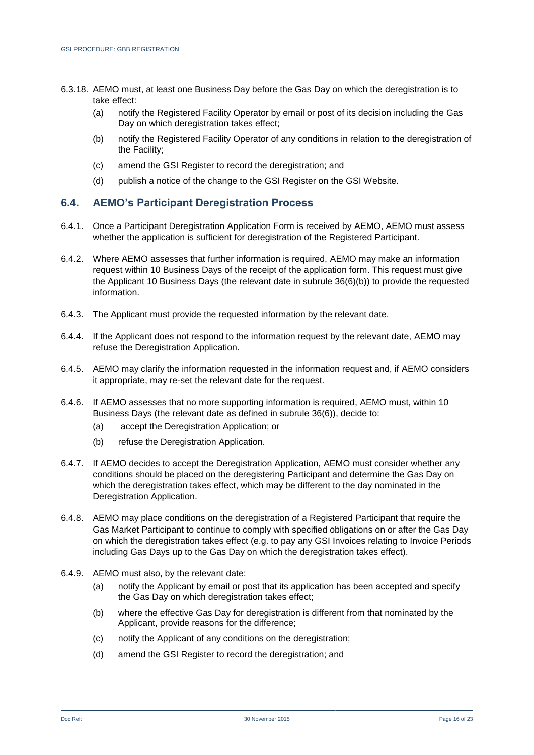6.3.18. AEMO must, at least one Business Day before the Gas Day on which the deregistration is to take effect:

(a) notify the Registered Facility Operator by email or post of its decision including the Gas Day on which deregistration takes effect;

(b) notify the Registered Facility Operator of any conditions in relation to the deregistration of the Facility;

(c) amend the GSI Register to record the deregistration; and

(d) publish a notice of the change to the GSI Register on the GSI Website.

## 6.4. AEMO's Participant Deregistration Process

6.4.1. Once a Participant Deregistration Application Form is received by AEMO, AEMO must assess whether the application is sufficient for deregistration of the Registered Participant.

6.4.2. Where AEMO assesses that further information is required, AEMO may make an information request within 10 Business Days of the receipt of the application form. This request must give the Applicant 10 Business Days (the relevant date in subrule 36(6)(b)) to provide the requested information.

6.4.3. The Applicant must provide the requested information by the relevant date.

6.4.4. If the Applicant does not respond to the information request by the relevant date, AEMO may refuse the Deregistration Application.

6.4.5. AEMO may clarify the information requested in the information request and, if AEMO considers it appropriate, may re-set the relevant date for the request.

6.4.6. If AEMO assesses that no more supporting information is required, AEMO must, within 10 Business Days (the relevant date as defined in subrule 36(6)), decide to:

(a) accept the Deregistration Application; or

(b) refuse the Deregistration Application.

6.4.7. If AEMO decides to accept the Deregistration Application, AEMO must consider whether any conditions should be placed on the deregistering Participant and determine the Gas Day on which the deregistration takes effect, which may be different to the day nominated in the Deregistration Application.

6.4.8. AEMO may place conditions on the deregistration of a Registered Participant that require the Gas Market Participant to continue to comply with specified obligations on or after the Gas Day on which the deregistration takes effect (e.g. to pay any GSI Invoices relating to Invoice Periods including Gas Days up to the Gas Day on which the deregistration takes effect).

6.4.9. AEMO must also, by the relevant date:

(a) notify the Applicant by email or post that its application has been accepted and specify the Gas Day on which deregistration takes effect;

(b) where the effective Gas Day for deregistration is different from that nominated by the Applicant, provide reasons for the difference;

(c) notify the Applicant of any conditions on the deregistration;

(d) amend the GSI Register to record the deregistration; and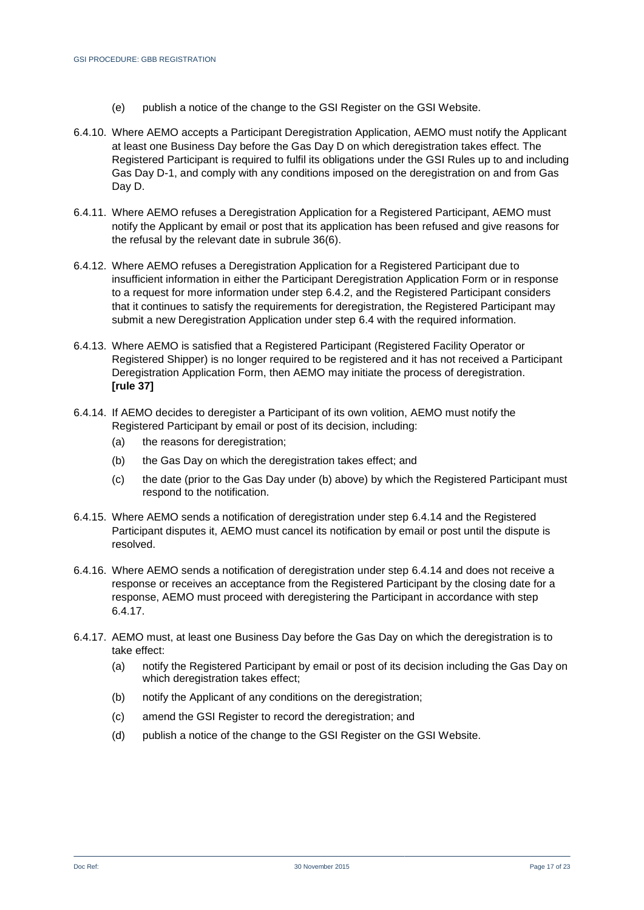(e) publish a notice of the change to the GSI Register on the GSI Website.

6.4.10. Where AEMO accepts a Participant Deregistration Application, AEMO must notify the Applicant at least one Business Day before the Gas Day D on which deregistration takes effect. The Registered Participant is required to fulfil its obligations under the GSI Rules up to and including Gas Day D-1, and comply with any conditions imposed on the deregistration on and from Gas Day D.

6.4.11. Where AEMO refuses a Deregistration Application for a Registered Participant, AEMO must notify the Applicant by email or post that its application has been refused and give reasons for the refusal by the relevant date in subrule 36(6).

6.4.12. Where AEMO refuses a Deregistration Application for a Registered Participant due to insufficient information in either the Participant Deregistration Application Form or in response to a request for more information under step 6.4.2, and the Registered Participant considers that it continues to satisfy the requirements for deregistration, the Registered Participant may submit a new Deregistration Application under step 6.4 with the required information.

6.4.13. Where AEMO is satisfied that a Registered Participant (Registered Facility Operator or Registered Shipper) is no longer required to be registered and it has not received a Participant Deregistration Application Form, then AEMO may initiate the process of deregistration. **[rule 37]**

6.4.14. If AEMO decides to deregister a Participant of its own volition, AEMO must notify the Registered Participant by email or post of its decision, including:

(a) the reasons for deregistration;

(b) the Gas Day on which the deregistration takes effect; and

(c) the date (prior to the Gas Day under (b) above) by which the Registered Participant must respond to the notification.

6.4.15. Where AEMO sends a notification of deregistration under step 6.4.14 and the Registered Participant disputes it, AEMO must cancel its notification by email or post until the dispute is resolved.

6.4.16. Where AEMO sends a notification of deregistration under step 6.4.14 and does not receive a response or receives an acceptance from the Registered Participant by the closing date for a response, AEMO must proceed with deregistering the Participant in accordance with step 6.4.17.

6.4.17. AEMO must, at least one Business Day before the Gas Day on which the deregistration is to take effect:

(a) notify the Registered Participant by email or post of its decision including the Gas Day on which deregistration takes effect;

(b) notify the Applicant of any conditions on the deregistration;

(c) amend the GSI Register to record the deregistration; and

(d) publish a notice of the change to the GSI Register on the GSI Website.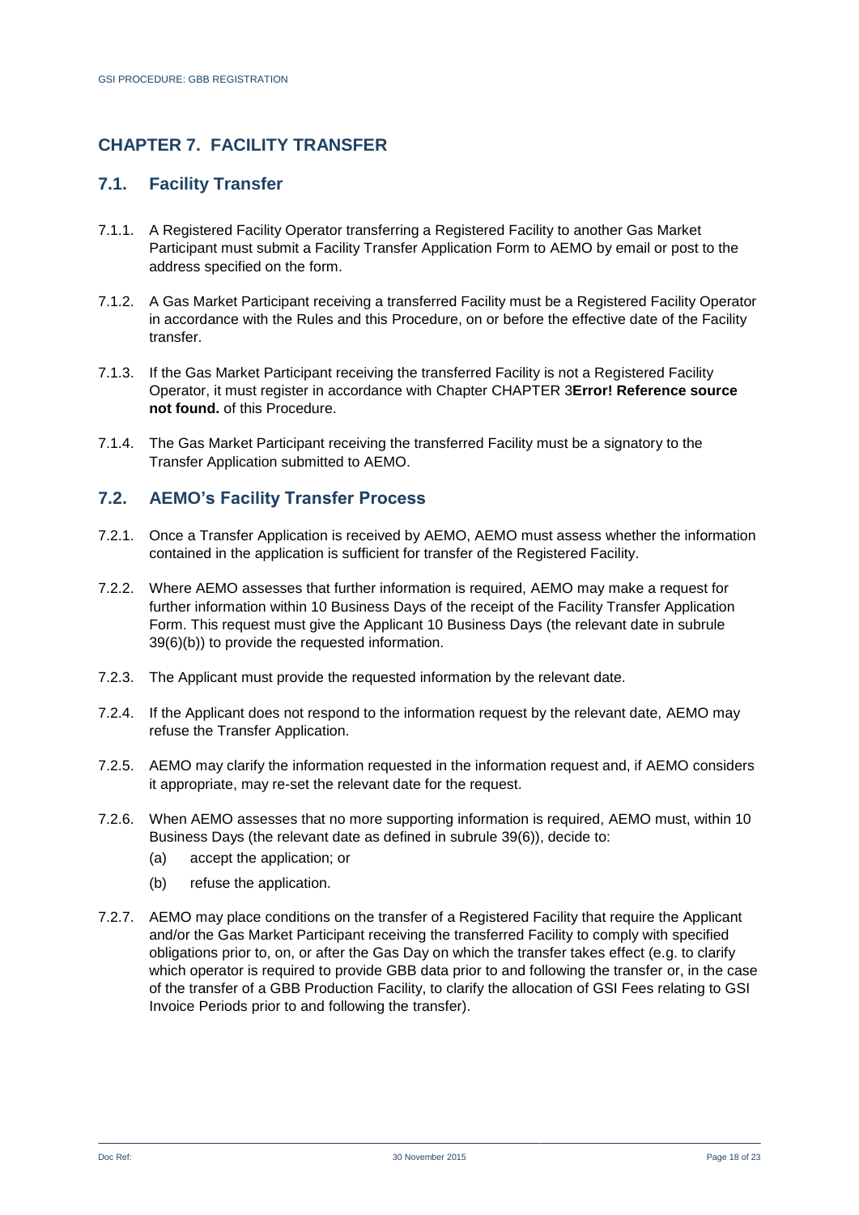## CHAPTER 7. FACILITY TRANSFER

### 7.1. Facility Transfer

7.1.1. A Registered Facility Operator transferring a Registered Facility to another Gas Market Participant must submit a Facility Transfer Application Form to AEMO by email or post to the address specified on the form.

7.1.2. A Gas Market Participant receiving a transferred Facility must be a Registered Facility Operator in accordance with the Rules and this Procedure, on or before the effective date of the Facility transfer.

7.1.3. If the Gas Market Participant receiving the transferred Facility is not a Registered Facility Operator, it must register in accordance with Chapter CHAPTER 3**Error! Reference source not found.** of this Procedure.

7.1.4. The Gas Market Participant receiving the transferred Facility must be a signatory to the Transfer Application submitted to AEMO.

### 7.2. AEMO's Facility Transfer Process

7.2.1. Once a Transfer Application is received by AEMO, AEMO must assess whether the information contained in the application is sufficient for transfer of the Registered Facility.

7.2.2. Where AEMO assesses that further information is required, AEMO may make a request for further information within 10 Business Days of the receipt of the Facility Transfer Application Form. This request must give the Applicant 10 Business Days (the relevant date in subrule 39(6)(b)) to provide the requested information.

7.2.3. The Applicant must provide the requested information by the relevant date.

7.2.4. If the Applicant does not respond to the information request by the relevant date, AEMO may refuse the Transfer Application.

7.2.5. AEMO may clarify the information requested in the information request and, if AEMO considers it appropriate, may re-set the relevant date for the request.

7.2.6. When AEMO assesses that no more supporting information is required, AEMO must, within 10 Business Days (the relevant date as defined in subrule 39(6)), decide to:

(a) accept the application; or

(b) refuse the application.

7.2.7. AEMO may place conditions on the transfer of a Registered Facility that require the Applicant and/or the Gas Market Participant receiving the transferred Facility to comply with specified obligations prior to, on, or after the Gas Day on which the transfer takes effect (e.g. to clarify which operator is required to provide GBB data prior to and following the transfer or, in the case of the transfer of a GBB Production Facility, to clarify the allocation of GSI Fees relating to GSI Invoice Periods prior to and following the transfer).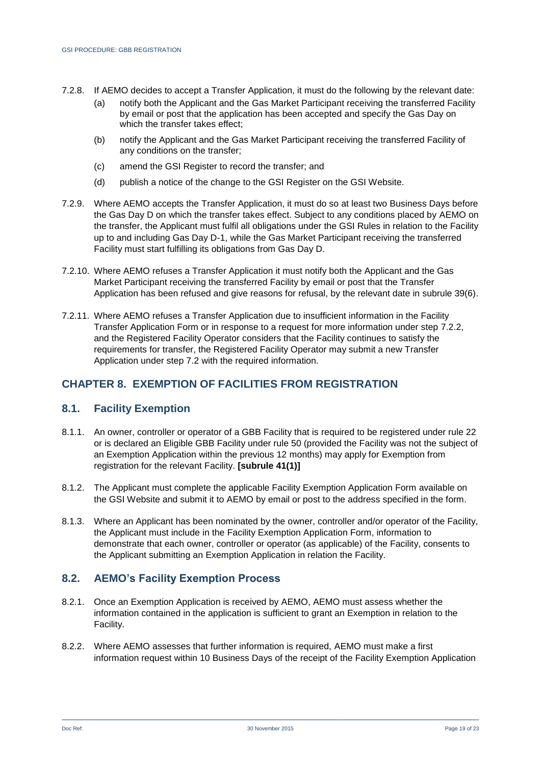7.2.8. If AEMO decides to accept a Transfer Application, it must do the following by the relevant date:

- (a) notify both the Applicant and the Gas Market Participant receiving the transferred Facility by email or post that the application has been accepted and specify the Gas Day on which the transfer takes effect;
- (b) notify the Applicant and the Gas Market Participant receiving the transferred Facility of any conditions on the transfer;
- (c) amend the GSI Register to record the transfer; and
- (d) publish a notice of the change to the GSI Register on the GSI Website.

7.2.9. Where AEMO accepts the Transfer Application, it must do so at least two Business Days before the Gas Day D on which the transfer takes effect. Subject to any conditions placed by AEMO on the transfer, the Applicant must fulfil all obligations under the GSI Rules in relation to the Facility up to and including Gas Day D-1, while the Gas Market Participant receiving the transferred Facility must start fulfilling its obligations from Gas Day D.

7.2.10. Where AEMO refuses a Transfer Application it must notify both the Applicant and the Gas Market Participant receiving the transferred Facility by email or post that the Transfer Application has been refused and give reasons for refusal, by the relevant date in subrule 39(6).

7.2.11. Where AEMO refuses a Transfer Application due to insufficient information in the Facility Transfer Application Form or in response to a request for more information under step 7.2.2, and the Registered Facility Operator considers that the Facility continues to satisfy the requirements for transfer, the Registered Facility Operator may submit a new Transfer Application under step 7.2 with the required information.

## CHAPTER 8. EXEMPTION OF FACILITIES FROM REGISTRATION

### 8.1. Facility Exemption

8.1.1. An owner, controller or operator of a GBB Facility that is required to be registered under rule 22 or is declared an Eligible GBB Facility under rule 50 (provided the Facility was not the subject of an Exemption Application within the previous 12 months) may apply for Exemption from registration for the relevant Facility. **[subrule 41(1)]**

8.1.2. The Applicant must complete the applicable Facility Exemption Application Form available on the GSI Website and submit it to AEMO by email or post to the address specified in the form.

8.1.3. Where an Applicant has been nominated by the owner, controller and/or operator of the Facility, the Applicant must include in the Facility Exemption Application Form, information to demonstrate that each owner, controller or operator (as applicable) of the Facility, consents to the Applicant submitting an Exemption Application in relation the Facility.

### 8.2. AEMO's Facility Exemption Process

8.2.1. Once an Exemption Application is received by AEMO, AEMO must assess whether the information contained in the application is sufficient to grant an Exemption in relation to the Facility.

8.2.2. Where AEMO assesses that further information is required, AEMO must make a first information request within 10 Business Days of the receipt of the Facility Exemption Application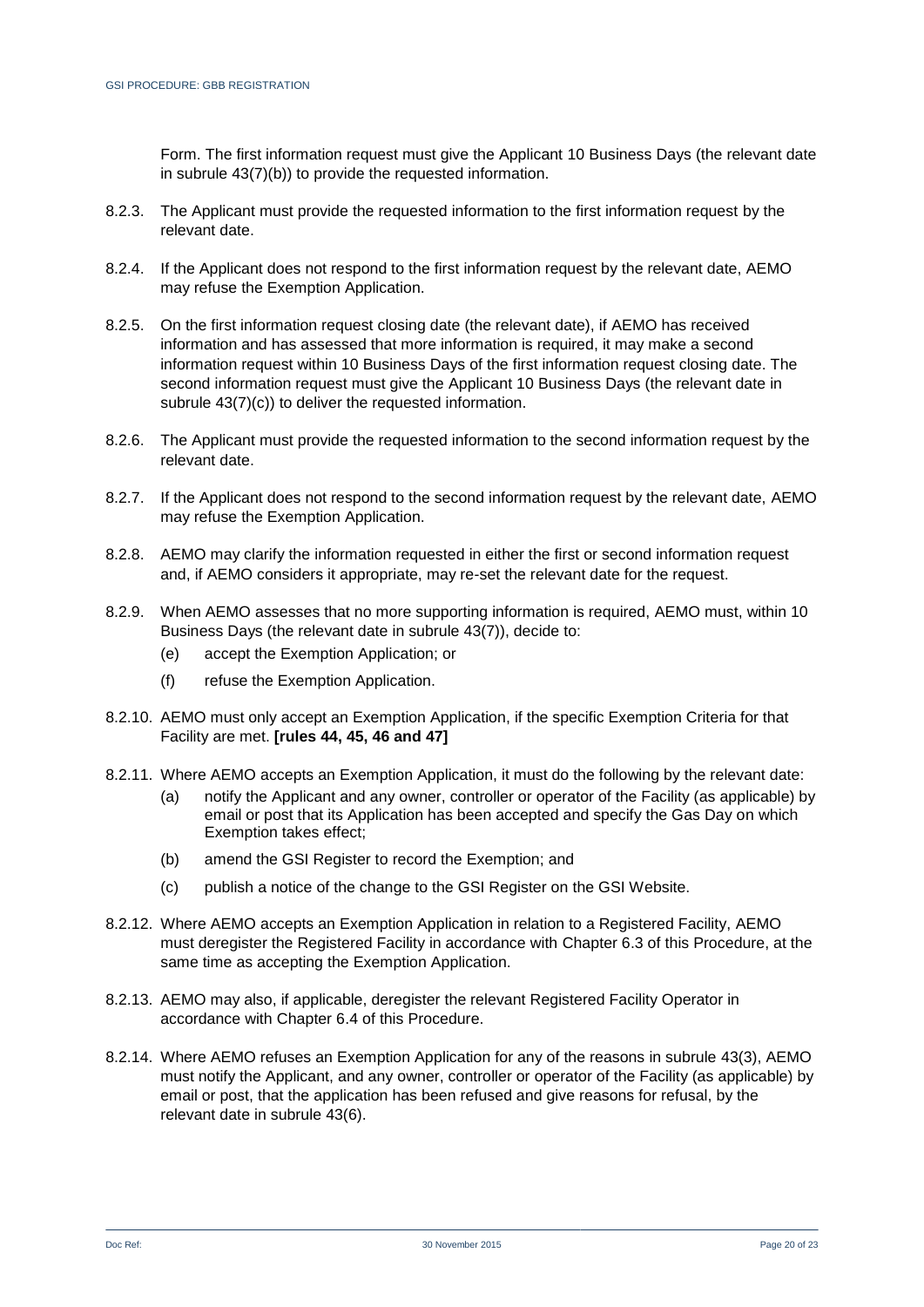Form. The first information request must give the Applicant 10 Business Days (the relevant date in subrule 43(7)(b)) to provide the requested information.

8.2.3. The Applicant must provide the requested information to the first information request by the relevant date.

8.2.4. If the Applicant does not respond to the first information request by the relevant date, AEMO may refuse the Exemption Application.

8.2.5. On the first information request closing date (the relevant date), if AEMO has received information and has assessed that more information is required, it may make a second information request within 10 Business Days of the first information request closing date. The second information request must give the Applicant 10 Business Days (the relevant date in subrule 43(7)(c)) to deliver the requested information.

8.2.6. The Applicant must provide the requested information to the second information request by the relevant date.

8.2.7. If the Applicant does not respond to the second information request by the relevant date, AEMO may refuse the Exemption Application.

8.2.8. AEMO may clarify the information requested in either the first or second information request and, if AEMO considers it appropriate, may re-set the relevant date for the request.

8.2.9. When AEMO assesses that no more supporting information is required, AEMO must, within 10 Business Days (the relevant date in subrule 43(7)), decide to:

(e) accept the Exemption Application; or

(f) refuse the Exemption Application.

8.2.10. AEMO must only accept an Exemption Application, if the specific Exemption Criteria for that Facility are met. **[rules 44, 45, 46 and 47]**

8.2.11. Where AEMO accepts an Exemption Application, it must do the following by the relevant date:

(a) notify the Applicant and any owner, controller or operator of the Facility (as applicable) by email or post that its Application has been accepted and specify the Gas Day on which Exemption takes effect;

(b) amend the GSI Register to record the Exemption; and

(c) publish a notice of the change to the GSI Register on the GSI Website.

8.2.12. Where AEMO accepts an Exemption Application in relation to a Registered Facility, AEMO must deregister the Registered Facility in accordance with Chapter 6.3 of this Procedure, at the same time as accepting the Exemption Application.

8.2.13. AEMO may also, if applicable, deregister the relevant Registered Facility Operator in accordance with Chapter 6.4 of this Procedure.

8.2.14. Where AEMO refuses an Exemption Application for any of the reasons in subrule 43(3), AEMO must notify the Applicant, and any owner, controller or operator of the Facility (as applicable) by email or post, that the application has been refused and give reasons for refusal, by the relevant date in subrule 43(6).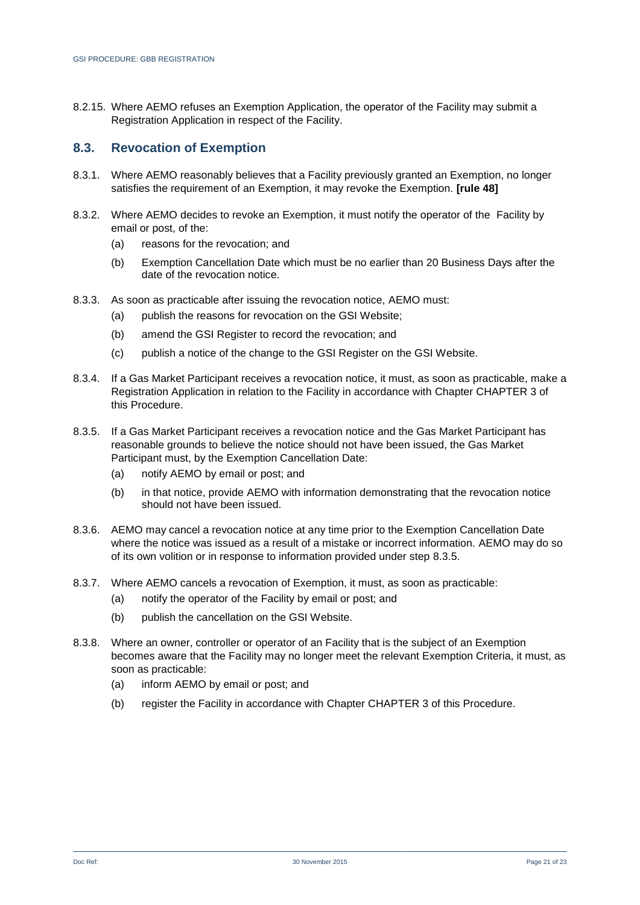8.2.15. Where AEMO refuses an Exemption Application, the operator of the Facility may submit a Registration Application in respect of the Facility.

## 8.3. Revocation of Exemption

8.3.1. Where AEMO reasonably believes that a Facility previously granted an Exemption, no longer satisfies the requirement of an Exemption, it may revoke the Exemption. **[rule 48]**

8.3.2. Where AEMO decides to revoke an Exemption, it must notify the operator of the Facility by email or post, of the:

- (a) reasons for the revocation; and
- (b) Exemption Cancellation Date which must be no earlier than 20 Business Days after the date of the revocation notice.

8.3.3. As soon as practicable after issuing the revocation notice, AEMO must:

- (a) publish the reasons for revocation on the GSI Website;
- (b) amend the GSI Register to record the revocation; and
- (c) publish a notice of the change to the GSI Register on the GSI Website.

8.3.4. If a Gas Market Participant receives a revocation notice, it must, as soon as practicable, make a Registration Application in relation to the Facility in accordance with Chapter CHAPTER 3 of this Procedure.

8.3.5. If a Gas Market Participant receives a revocation notice and the Gas Market Participant has reasonable grounds to believe the notice should not have been issued, the Gas Market Participant must, by the Exemption Cancellation Date:

- (a) notify AEMO by email or post; and
- (b) in that notice, provide AEMO with information demonstrating that the revocation notice should not have been issued.

8.3.6. AEMO may cancel a revocation notice at any time prior to the Exemption Cancellation Date where the notice was issued as a result of a mistake or incorrect information. AEMO may do so of its own volition or in response to information provided under step 8.3.5.

8.3.7. Where AEMO cancels a revocation of Exemption, it must, as soon as practicable:

- (a) notify the operator of the Facility by email or post; and
- (b) publish the cancellation on the GSI Website.

8.3.8. Where an owner, controller or operator of an Facility that is the subject of an Exemption becomes aware that the Facility may no longer meet the relevant Exemption Criteria, it must, as soon as practicable:

- (a) inform AEMO by email or post; and
- (b) register the Facility in accordance with Chapter CHAPTER 3 of this Procedure.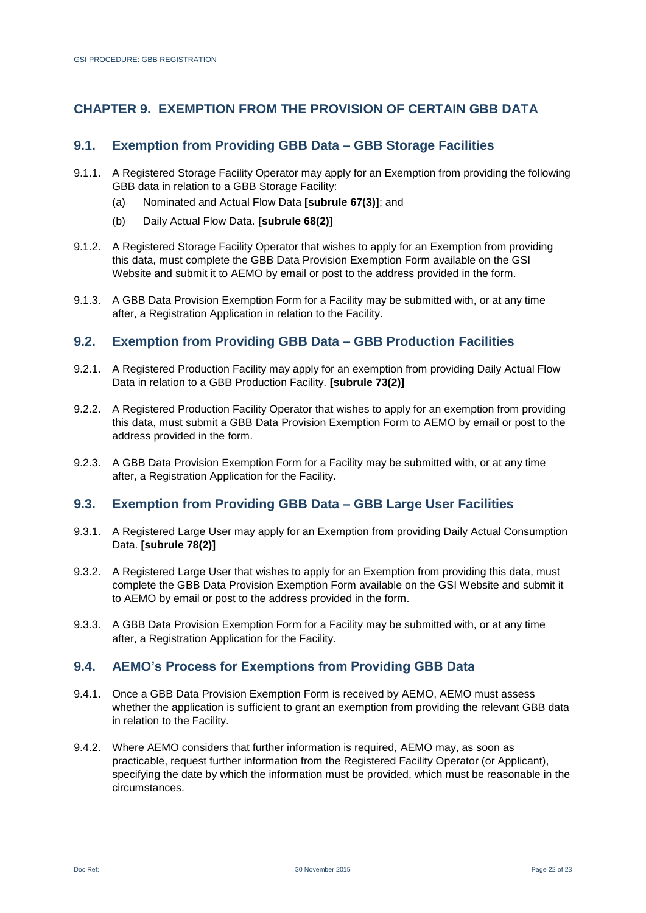# CHAPTER 9. EXEMPTION FROM THE PROVISION OF CERTAIN GBB DATA

## 9.1. Exemption from Providing GBB Data – GBB Storage Facilities

9.1.1. A Registered Storage Facility Operator may apply for an Exemption from providing the following GBB data in relation to a GBB Storage Facility:

(a) Nominated and Actual Flow Data **[subrule 67(3)]**; and

(b) Daily Actual Flow Data. **[subrule 68(2)]**

9.1.2. A Registered Storage Facility Operator that wishes to apply for an Exemption from providing this data, must complete the GBB Data Provision Exemption Form available on the GSI Website and submit it to AEMO by email or post to the address provided in the form.

9.1.3. A GBB Data Provision Exemption Form for a Facility may be submitted with, or at any time after, a Registration Application in relation to the Facility.

## 9.2. Exemption from Providing GBB Data – GBB Production Facilities

9.2.1. A Registered Production Facility may apply for an exemption from providing Daily Actual Flow Data in relation to a GBB Production Facility. **[subrule 73(2)]**

9.2.2. A Registered Production Facility Operator that wishes to apply for an exemption from providing this data, must submit a GBB Data Provision Exemption Form to AEMO by email or post to the address provided in the form.

9.2.3. A GBB Data Provision Exemption Form for a Facility may be submitted with, or at any time after, a Registration Application for the Facility.

## 9.3. Exemption from Providing GBB Data – GBB Large User Facilities

9.3.1. A Registered Large User may apply for an Exemption from providing Daily Actual Consumption Data. **[subrule 78(2)]**

9.3.2. A Registered Large User that wishes to apply for an Exemption from providing this data, must complete the GBB Data Provision Exemption Form available on the GSI Website and submit it to AEMO by email or post to the address provided in the form.

9.3.3. A GBB Data Provision Exemption Form for a Facility may be submitted with, or at any time after, a Registration Application for the Facility.

## 9.4. AEMO's Process for Exemptions from Providing GBB Data

9.4.1. Once a GBB Data Provision Exemption Form is received by AEMO, AEMO must assess whether the application is sufficient to grant an exemption from providing the relevant GBB data in relation to the Facility.

9.4.2. Where AEMO considers that further information is required, AEMO may, as soon as practicable, request further information from the Registered Facility Operator (or Applicant), specifying the date by which the information must be provided, which must be reasonable in the circumstances.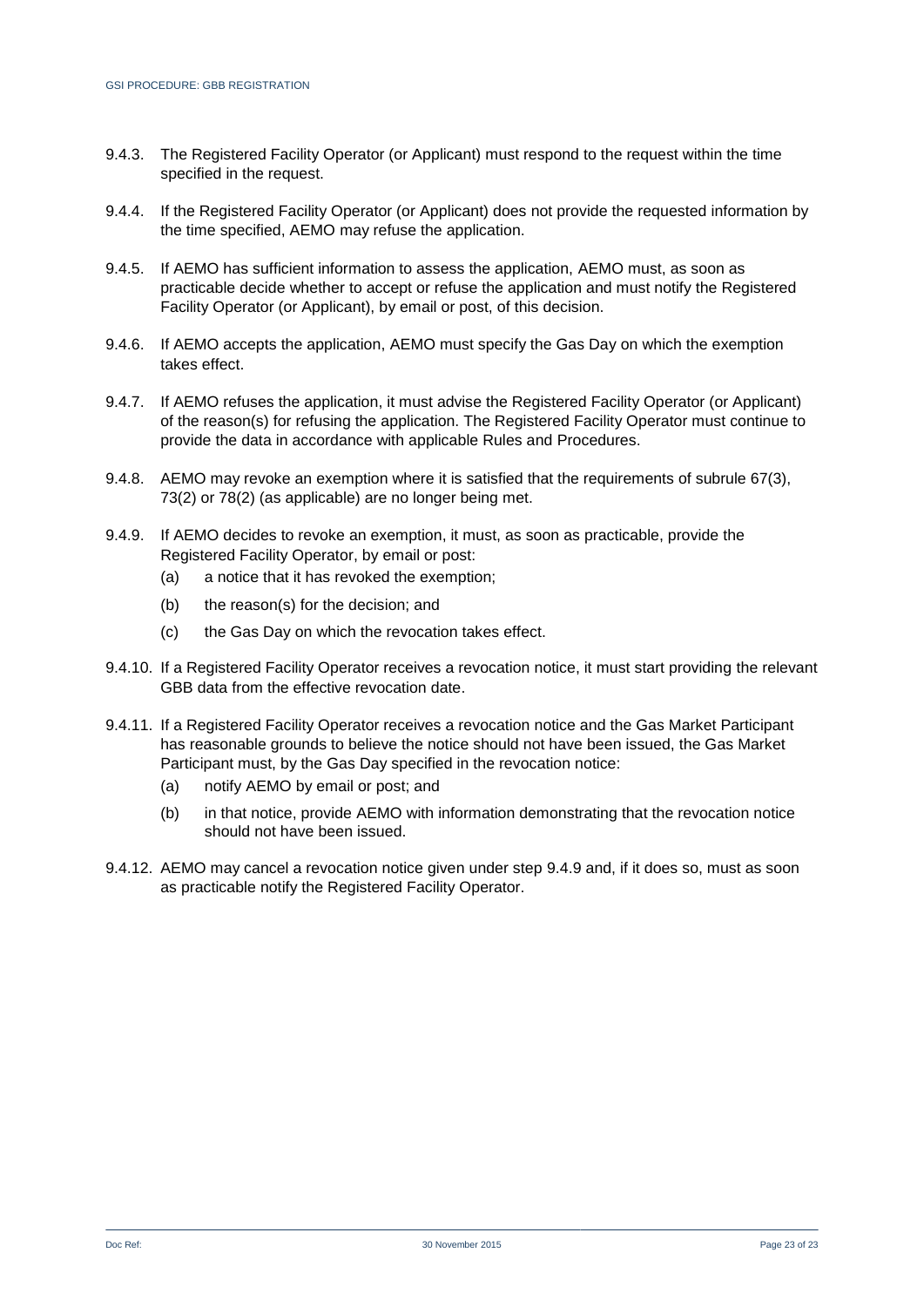9.4.3. The Registered Facility Operator (or Applicant) must respond to the request within the time specified in the request.

9.4.4. If the Registered Facility Operator (or Applicant) does not provide the requested information by the time specified, AEMO may refuse the application.

9.4.5. If AEMO has sufficient information to assess the application, AEMO must, as soon as practicable decide whether to accept or refuse the application and must notify the Registered Facility Operator (or Applicant), by email or post, of this decision.

9.4.6. If AEMO accepts the application, AEMO must specify the Gas Day on which the exemption takes effect.

9.4.7. If AEMO refuses the application, it must advise the Registered Facility Operator (or Applicant) of the reason(s) for refusing the application. The Registered Facility Operator must continue to provide the data in accordance with applicable Rules and Procedures.

9.4.8. AEMO may revoke an exemption where it is satisfied that the requirements of subrule 67(3), 73(2) or 78(2) (as applicable) are no longer being met.

9.4.9. If AEMO decides to revoke an exemption, it must, as soon as practicable, provide the Registered Facility Operator, by email or post:

(a) a notice that it has revoked the exemption;

(b) the reason(s) for the decision; and

(c) the Gas Day on which the revocation takes effect.

9.4.10. If a Registered Facility Operator receives a revocation notice, it must start providing the relevant GBB data from the effective revocation date.

9.4.11. If a Registered Facility Operator receives a revocation notice and the Gas Market Participant has reasonable grounds to believe the notice should not have been issued, the Gas Market Participant must, by the Gas Day specified in the revocation notice:

(a) notify AEMO by email or post; and

(b) in that notice, provide AEMO with information demonstrating that the revocation notice should not have been issued.

9.4.12. AEMO may cancel a revocation notice given under step 9.4.9 and, if it does so, must as soon as practicable notify the Registered Facility Operator.